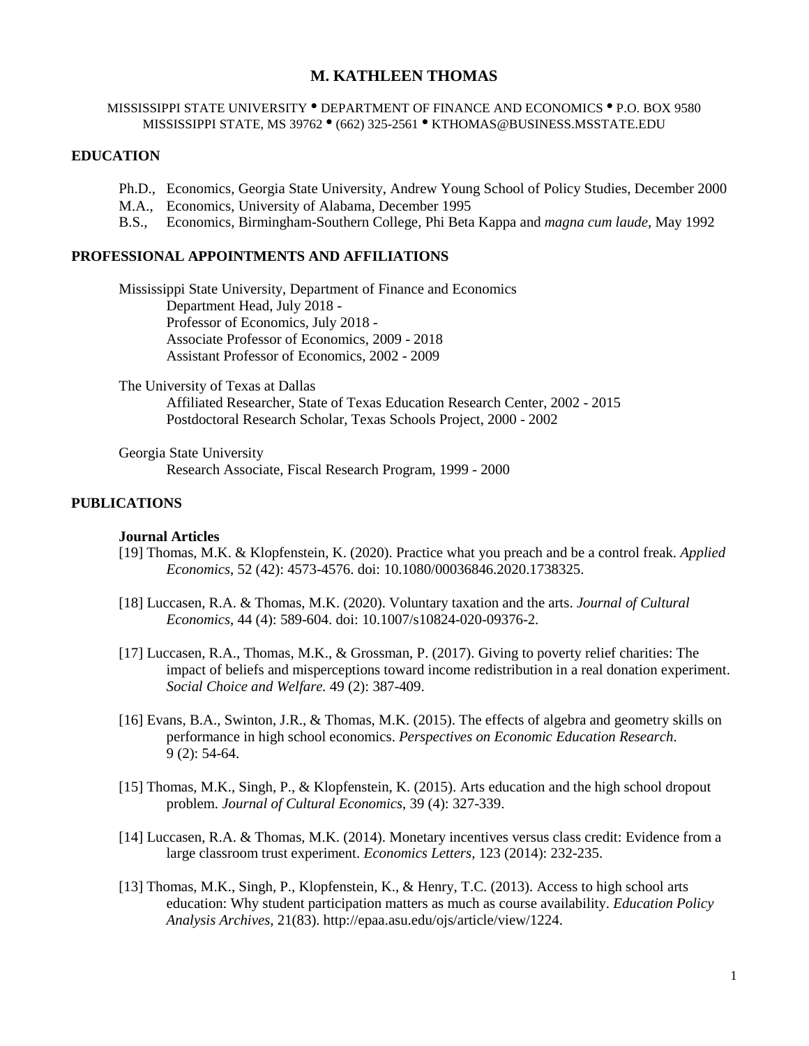# M. KATHLEEN THOMAS

MISSISSIPPI STATE UNIVERSITY • DEPARTMENT OF FINANCE AND ECONOMICS • P.O. BOX 9580
MISSISSIPPI STATE, MS 39762 • (662) 325-2561 • KTHOMAS@BUSINESS.MSSTATE.EDU

## EDUCATION

Ph.D., Economics, Georgia State University, Andrew Young School of Policy Studies, December 2000
M.A., Economics, University of Alabama, December 1995
B.S., Economics, Birmingham-Southern College, Phi Beta Kappa and *magna cum laude*, May 1992

## PROFESSIONAL APPOINTMENTS AND AFFILIATIONS

Mississippi State University, Department of Finance and Economics
- Department Head, July 2018 -
- Professor of Economics, July 2018 -
- Associate Professor of Economics, 2009 - 2018
- Assistant Professor of Economics, 2002 - 2009

The University of Texas at Dallas
- Affiliated Researcher, State of Texas Education Research Center, 2002 - 2015
- Postdoctoral Research Scholar, Texas Schools Project, 2000 - 2002

Georgia State University
- Research Associate, Fiscal Research Program, 1999 - 2000

## PUBLICATIONS

### Journal Articles

[19] Thomas, M.K. & Klopfenstein, K. (2020). Practice what you preach and be a control freak. *Applied Economics*, 52 (42): 4573-4576. doi: 10.1080/00036846.2020.1738325.

[18] Luccasen, R.A. & Thomas, M.K. (2020). Voluntary taxation and the arts. *Journal of Cultural Economics*, 44 (4): 589-604. doi: 10.1007/s10824-020-09376-2.

[17] Luccasen, R.A., Thomas, M.K., & Grossman, P. (2017). Giving to poverty relief charities: The impact of beliefs and misperceptions toward income redistribution in a real donation experiment. *Social Choice and Welfare.* 49 (2): 387-409.

[16] Evans, B.A., Swinton, J.R., & Thomas, M.K. (2015). The effects of algebra and geometry skills on performance in high school economics. *Perspectives on Economic Education Research*. 9 (2): 54-64.

[15] Thomas, M.K., Singh, P., & Klopfenstein, K. (2015). Arts education and the high school dropout problem. *Journal of Cultural Economics*, 39 (4): 327-339.

[14] Luccasen, R.A. & Thomas, M.K. (2014). Monetary incentives versus class credit: Evidence from a large classroom trust experiment. *Economics Letters*, 123 (2014): 232-235.

[13] Thomas, M.K., Singh, P., Klopfenstein, K., & Henry, T.C. (2013). Access to high school arts education: Why student participation matters as much as course availability. *Education Policy Analysis Archives*, 21(83). http://epaa.asu.edu/ojs/article/view/1224.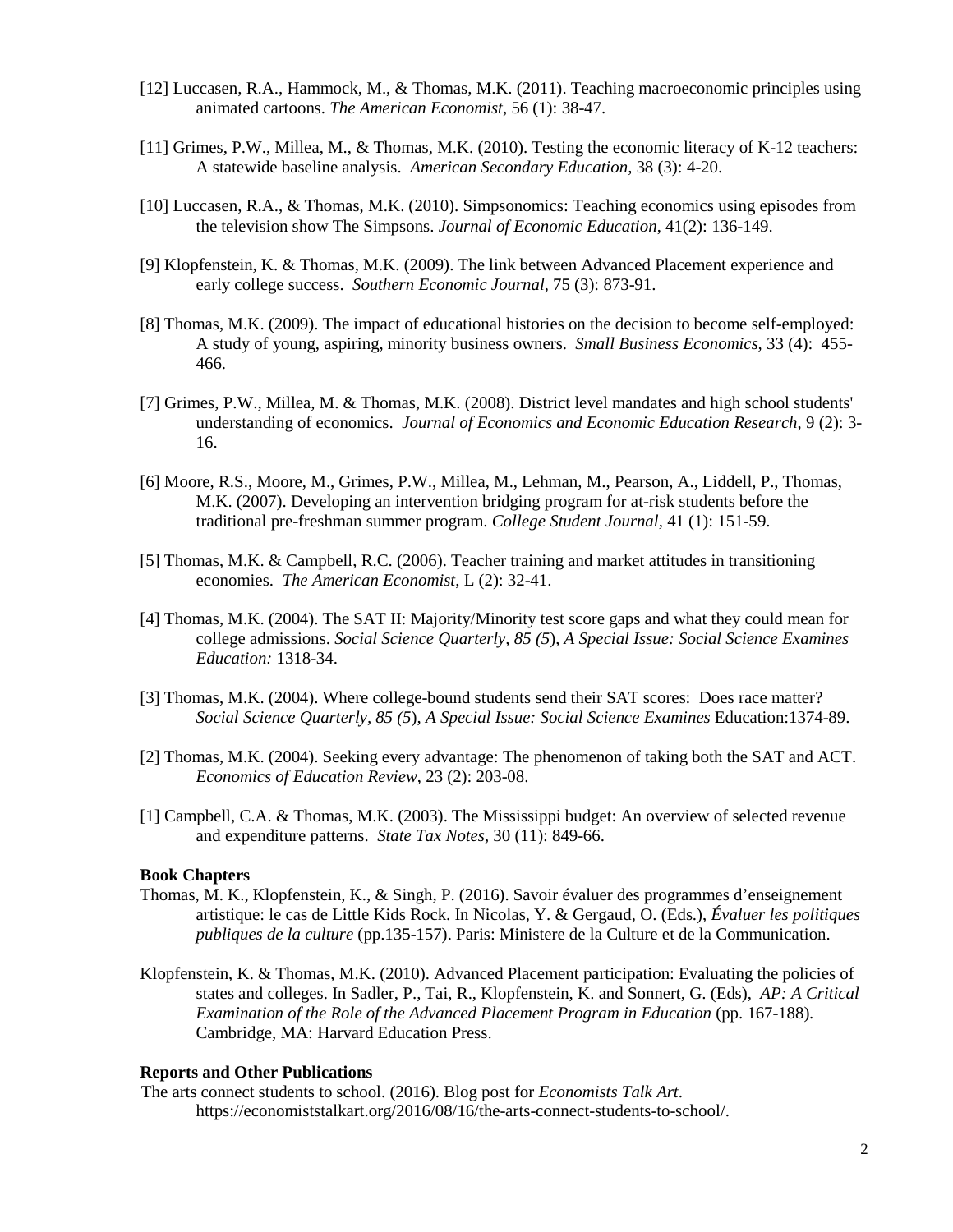[12] Luccasen, R.A., Hammock, M., & Thomas, M.K. (2011). Teaching macroeconomic principles using animated cartoons. *The American Economist*, 56 (1): 38-47.

[11] Grimes, P.W., Millea, M., & Thomas, M.K. (2010). Testing the economic literacy of K-12 teachers: A statewide baseline analysis. *American Secondary Education*, 38 (3): 4-20.

[10] Luccasen, R.A., & Thomas, M.K. (2010). Simpsonomics: Teaching economics using episodes from the television show The Simpsons. *Journal of Economic Education*, 41(2): 136-149.

[9] Klopfenstein, K. & Thomas, M.K. (2009). The link between Advanced Placement experience and early college success. *Southern Economic Journal*, 75 (3): 873-91.

[8] Thomas, M.K. (2009). The impact of educational histories on the decision to become self-employed: A study of young, aspiring, minority business owners. *Small Business Economics*, 33 (4): 455-466.

[7] Grimes, P.W., Millea, M. & Thomas, M.K. (2008). District level mandates and high school students' understanding of economics. *Journal of Economics and Economic Education Research*, 9 (2): 3-16.

[6] Moore, R.S., Moore, M., Grimes, P.W., Millea, M., Lehman, M., Pearson, A., Liddell, P., Thomas, M.K. (2007). Developing an intervention bridging program for at-risk students before the traditional pre-freshman summer program. *College Student Journal*, 41 (1): 151-59.

[5] Thomas, M.K. & Campbell, R.C. (2006). Teacher training and market attitudes in transitioning economies. *The American Economist*, L (2): 32-41.

[4] Thomas, M.K. (2004). The SAT II: Majority/Minority test score gaps and what they could mean for college admissions. *Social Science Quarterly, 85 (5), A Special Issue: Social Science Examines Education:* 1318-34.

[3] Thomas, M.K. (2004). Where college-bound students send their SAT scores: Does race matter? *Social Science Quarterly, 85 (5), A Special Issue: Social Science Examines* Education:1374-89.

[2] Thomas, M.K. (2004). Seeking every advantage: The phenomenon of taking both the SAT and ACT. *Economics of Education Review*, 23 (2): 203-08.

[1] Campbell, C.A. & Thomas, M.K. (2003). The Mississippi budget: An overview of selected revenue and expenditure patterns. *State Tax Notes*, 30 (11): 849-66.

**Book Chapters**

Thomas, M. K., Klopfenstein, K., & Singh, P. (2016). Savoir évaluer des programmes d'enseignement artistique: le cas de Little Kids Rock. In Nicolas, Y. & Gergaud, O. (Eds.), *Évaluer les politiques publiques de la culture* (pp.135-157). Paris: Ministere de la Culture et de la Communication.

Klopfenstein, K. & Thomas, M.K. (2010). Advanced Placement participation: Evaluating the policies of states and colleges. In Sadler, P., Tai, R., Klopfenstein, K. and Sonnert, G. (Eds), *AP: A Critical Examination of the Role of the Advanced Placement Program in Education* (pp. 167-188). Cambridge, MA: Harvard Education Press.

**Reports and Other Publications**

The arts connect students to school. (2016). Blog post for *Economists Talk Art*. https://economiststalkart.org/2016/08/16/the-arts-connect-students-to-school/.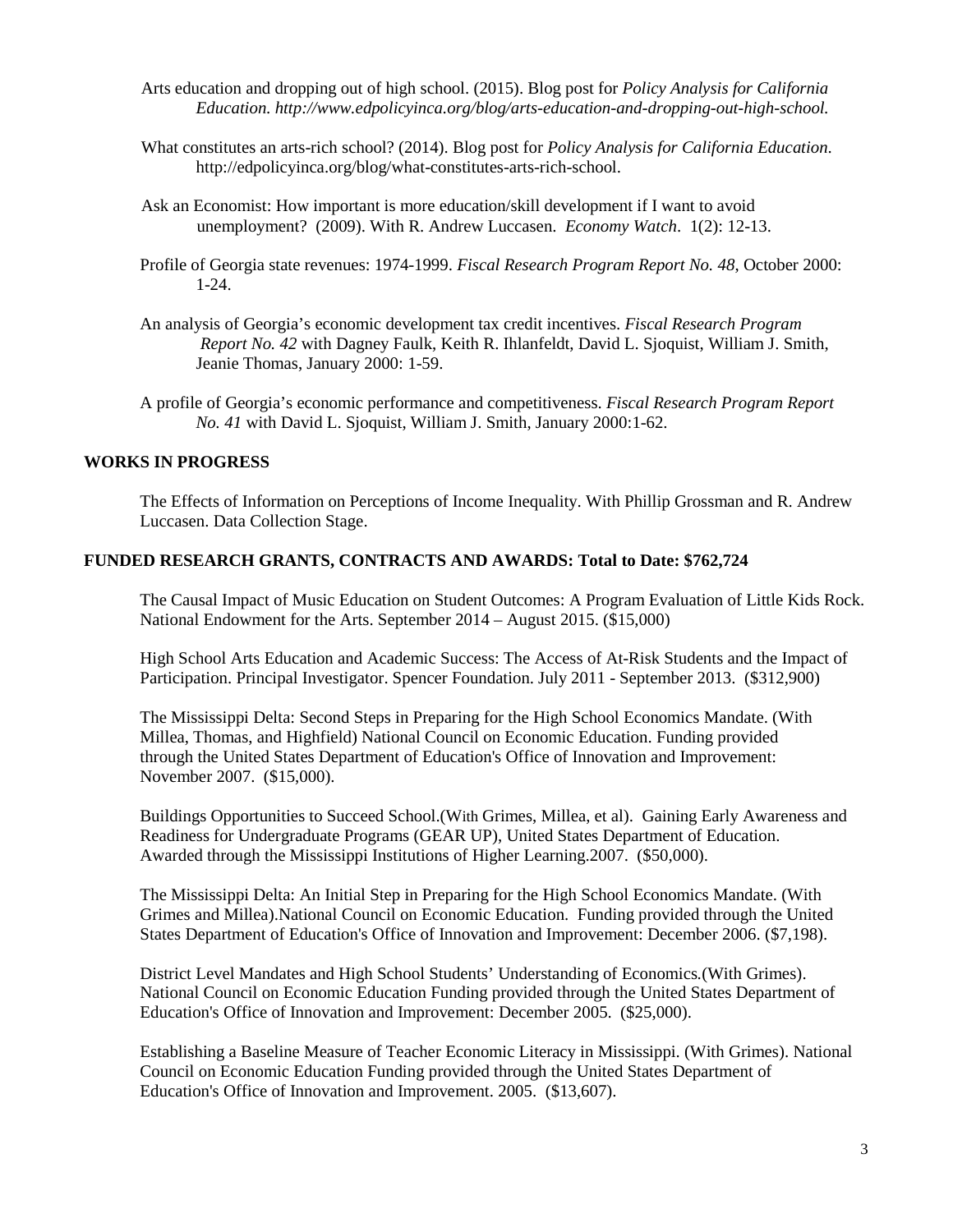Arts education and dropping out of high school. (2015). Blog post for *Policy Analysis for California Education. http://www.edpolicyinca.org/blog/arts-education-and-dropping-out-high-school.*

What constitutes an arts-rich school? (2014). Blog post for *Policy Analysis for California Education*. http://edpolicyinca.org/blog/what-constitutes-arts-rich-school.

Ask an Economist: How important is more education/skill development if I want to avoid unemployment? (2009). With R. Andrew Luccasen. *Economy Watch*. 1(2): 12-13.

Profile of Georgia state revenues: 1974-1999. *Fiscal Research Program Report No. 48*, October 2000: 1-24.

An analysis of Georgia's economic development tax credit incentives. *Fiscal Research Program Report No. 42* with Dagney Faulk, Keith R. Ihlanfeldt, David L. Sjoquist, William J. Smith, Jeanie Thomas, January 2000: 1-59.

A profile of Georgia's economic performance and competitiveness. *Fiscal Research Program Report No. 41* with David L. Sjoquist, William J. Smith, January 2000:1-62.

## WORKS IN PROGRESS

The Effects of Information on Perceptions of Income Inequality. With Phillip Grossman and R. Andrew Luccasen. Data Collection Stage.

## FUNDED RESEARCH GRANTS, CONTRACTS AND AWARDS: Total to Date: $762,724

The Causal Impact of Music Education on Student Outcomes: A Program Evaluation of Little Kids Rock. National Endowment for the Arts. September 2014 – August 2015. ($15,000)

High School Arts Education and Academic Success: The Access of At-Risk Students and the Impact of Participation. Principal Investigator. Spencer Foundation. July 2011 - September 2013. ($312,900)

The Mississippi Delta: Second Steps in Preparing for the High School Economics Mandate. (With Millea, Thomas, and Highfield) National Council on Economic Education. Funding provided through the United States Department of Education's Office of Innovation and Improvement: November 2007. ($15,000).

Buildings Opportunities to Succeed School.(With Grimes, Millea, et al). Gaining Early Awareness and Readiness for Undergraduate Programs (GEAR UP), United States Department of Education. Awarded through the Mississippi Institutions of Higher Learning.2007. ($50,000).

The Mississippi Delta: An Initial Step in Preparing for the High School Economics Mandate. (With Grimes and Millea).National Council on Economic Education. Funding provided through the United States Department of Education's Office of Innovation and Improvement: December 2006. ($7,198).

District Level Mandates and High School Students' Understanding of Economics.(With Grimes). National Council on Economic Education Funding provided through the United States Department of Education's Office of Innovation and Improvement: December 2005. ($25,000).

Establishing a Baseline Measure of Teacher Economic Literacy in Mississippi. (With Grimes). National Council on Economic Education Funding provided through the United States Department of Education's Office of Innovation and Improvement. 2005. ($13,607).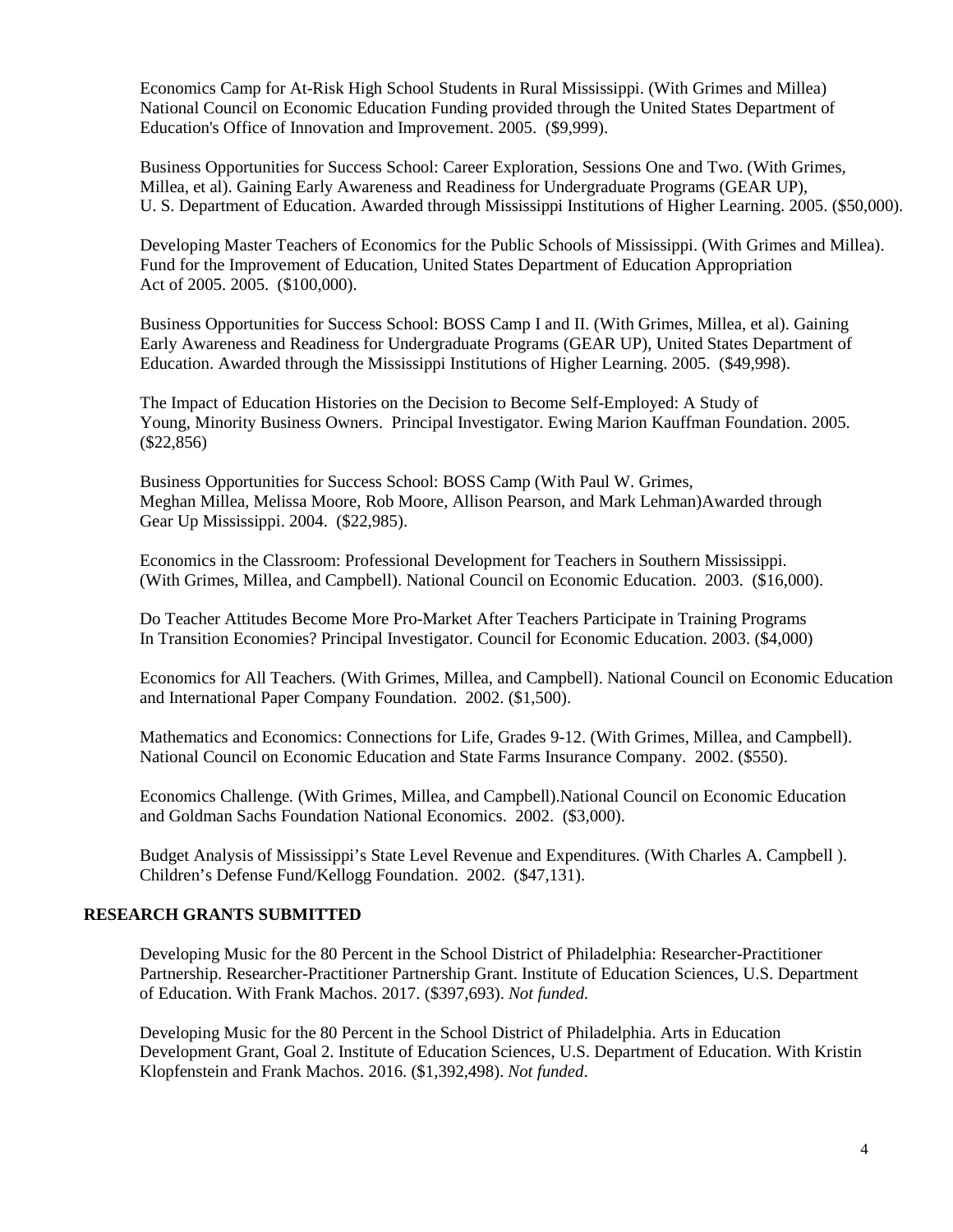Economics Camp for At-Risk High School Students in Rural Mississippi. (With Grimes and Millea) National Council on Economic Education Funding provided through the United States Department of Education's Office of Innovation and Improvement. 2005. ($9,999).

Business Opportunities for Success School: Career Exploration, Sessions One and Two. (With Grimes, Millea, et al). Gaining Early Awareness and Readiness for Undergraduate Programs (GEAR UP), U. S. Department of Education. Awarded through Mississippi Institutions of Higher Learning. 2005. ($50,000).

Developing Master Teachers of Economics for the Public Schools of Mississippi. (With Grimes and Millea). Fund for the Improvement of Education, United States Department of Education Appropriation Act of 2005. 2005. ($100,000).

Business Opportunities for Success School: BOSS Camp I and II. (With Grimes, Millea, et al). Gaining Early Awareness and Readiness for Undergraduate Programs (GEAR UP), United States Department of Education. Awarded through the Mississippi Institutions of Higher Learning. 2005. ($49,998).

The Impact of Education Histories on the Decision to Become Self-Employed: A Study of Young, Minority Business Owners. Principal Investigator. Ewing Marion Kauffman Foundation. 2005. ($22,856)

Business Opportunities for Success School: BOSS Camp (With Paul W. Grimes, Meghan Millea, Melissa Moore, Rob Moore, Allison Pearson, and Mark Lehman)Awarded through Gear Up Mississippi. 2004. ($22,985).

Economics in the Classroom: Professional Development for Teachers in Southern Mississippi. (With Grimes, Millea, and Campbell). National Council on Economic Education. 2003. ($16,000).

Do Teacher Attitudes Become More Pro-Market After Teachers Participate in Training Programs In Transition Economies? Principal Investigator. Council for Economic Education. 2003. ($4,000)

Economics for All Teachers*.* (With Grimes, Millea, and Campbell). National Council on Economic Education and International Paper Company Foundation. 2002. ($1,500).

Mathematics and Economics: Connections for Life, Grades 9-12. (With Grimes, Millea, and Campbell). National Council on Economic Education and State Farms Insurance Company. 2002. ($550).

Economics Challenge*.* (With Grimes, Millea, and Campbell).National Council on Economic Education and Goldman Sachs Foundation National Economics. 2002. ($3,000).

Budget Analysis of Mississippi's State Level Revenue and Expenditures*.* (With Charles A. Campbell ). Children's Defense Fund/Kellogg Foundation. 2002. ($47,131).

## RESEARCH GRANTS SUBMITTED

Developing Music for the 80 Percent in the School District of Philadelphia: Researcher-Practitioner Partnership. Researcher-Practitioner Partnership Grant. Institute of Education Sciences, U.S. Department of Education. With Frank Machos. 2017. ($397,693). *Not funded.*

Developing Music for the 80 Percent in the School District of Philadelphia. Arts in Education Development Grant, Goal 2. Institute of Education Sciences, U.S. Department of Education. With Kristin Klopfenstein and Frank Machos. 2016. ($1,392,498). *Not funded*.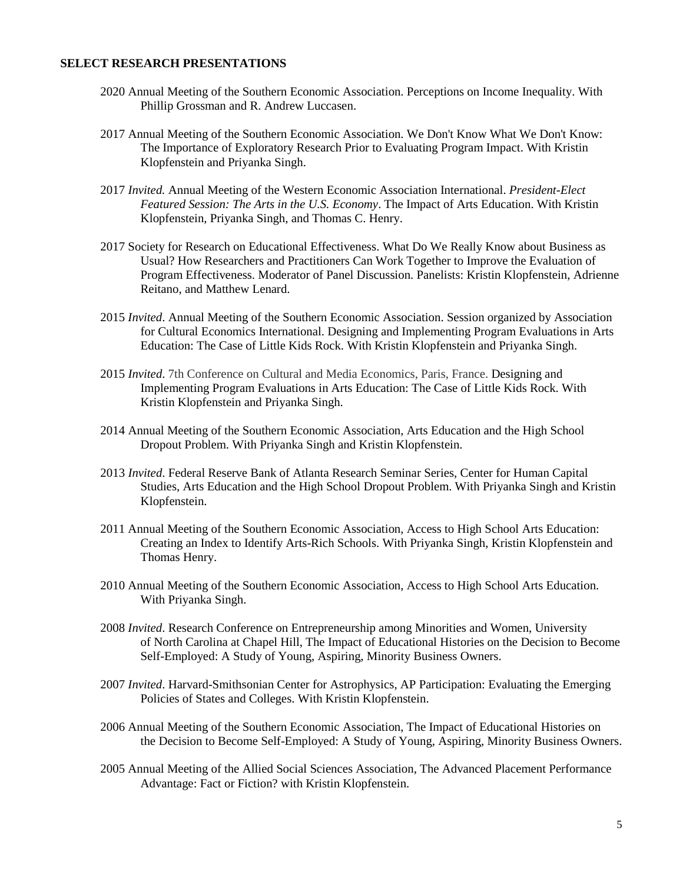## SELECT RESEARCH PRESENTATIONS

2020 Annual Meeting of the Southern Economic Association. Perceptions on Income Inequality. With Phillip Grossman and R. Andrew Luccasen.

2017 Annual Meeting of the Southern Economic Association. We Don't Know What We Don't Know: The Importance of Exploratory Research Prior to Evaluating Program Impact. With Kristin Klopfenstein and Priyanka Singh.

2017 *Invited.* Annual Meeting of the Western Economic Association International. *President-Elect Featured Session: The Arts in the U.S. Economy*. The Impact of Arts Education. With Kristin Klopfenstein, Priyanka Singh, and Thomas C. Henry.

2017 Society for Research on Educational Effectiveness. What Do We Really Know about Business as Usual? How Researchers and Practitioners Can Work Together to Improve the Evaluation of Program Effectiveness. Moderator of Panel Discussion. Panelists: Kristin Klopfenstein, Adrienne Reitano, and Matthew Lenard.

2015 *Invited*. Annual Meeting of the Southern Economic Association. Session organized by Association for Cultural Economics International. Designing and Implementing Program Evaluations in Arts Education: The Case of Little Kids Rock. With Kristin Klopfenstein and Priyanka Singh.

2015 *Invited*. 7th Conference on Cultural and Media Economics, Paris, France. Designing and Implementing Program Evaluations in Arts Education: The Case of Little Kids Rock. With Kristin Klopfenstein and Priyanka Singh.

2014 Annual Meeting of the Southern Economic Association, Arts Education and the High School Dropout Problem. With Priyanka Singh and Kristin Klopfenstein.

2013 *Invited*. Federal Reserve Bank of Atlanta Research Seminar Series, Center for Human Capital Studies, Arts Education and the High School Dropout Problem. With Priyanka Singh and Kristin Klopfenstein.

2011 Annual Meeting of the Southern Economic Association, Access to High School Arts Education: Creating an Index to Identify Arts-Rich Schools. With Priyanka Singh, Kristin Klopfenstein and Thomas Henry.

2010 Annual Meeting of the Southern Economic Association, Access to High School Arts Education. With Priyanka Singh.

2008 *Invited*. Research Conference on Entrepreneurship among Minorities and Women, University of North Carolina at Chapel Hill, The Impact of Educational Histories on the Decision to Become Self-Employed: A Study of Young, Aspiring, Minority Business Owners.

2007 *Invited*. Harvard-Smithsonian Center for Astrophysics, AP Participation: Evaluating the Emerging Policies of States and Colleges. With Kristin Klopfenstein.

2006 Annual Meeting of the Southern Economic Association, The Impact of Educational Histories on the Decision to Become Self-Employed: A Study of Young, Aspiring, Minority Business Owners.

2005 Annual Meeting of the Allied Social Sciences Association, The Advanced Placement Performance Advantage: Fact or Fiction? with Kristin Klopfenstein.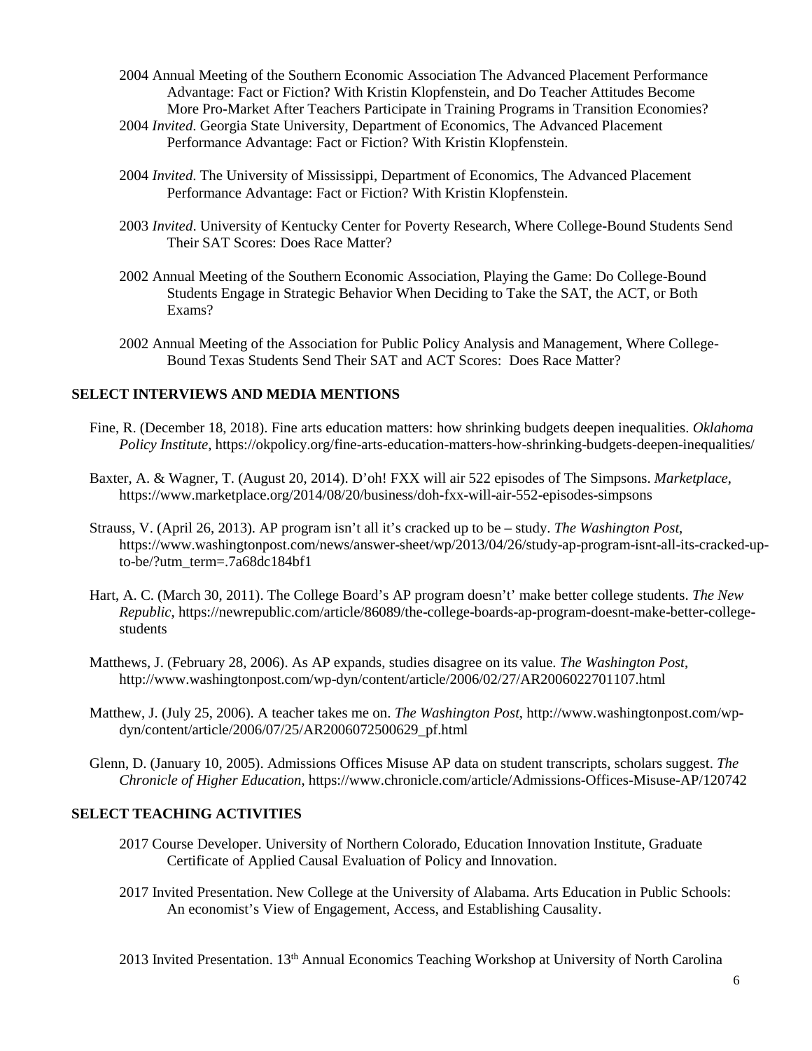2004 Annual Meeting of the Southern Economic Association The Advanced Placement Performance Advantage: Fact or Fiction? With Kristin Klopfenstein, and Do Teacher Attitudes Become More Pro-Market After Teachers Participate in Training Programs in Transition Economies?

2004 *Invited*. Georgia State University, Department of Economics, The Advanced Placement Performance Advantage: Fact or Fiction? With Kristin Klopfenstein.

2004 *Invited*. The University of Mississippi, Department of Economics, The Advanced Placement Performance Advantage: Fact or Fiction? With Kristin Klopfenstein.

2003 *Invited*. University of Kentucky Center for Poverty Research, Where College-Bound Students Send Their SAT Scores: Does Race Matter?

2002 Annual Meeting of the Southern Economic Association, Playing the Game: Do College-Bound Students Engage in Strategic Behavior When Deciding to Take the SAT, the ACT, or Both Exams?

2002 Annual Meeting of the Association for Public Policy Analysis and Management, Where College-Bound Texas Students Send Their SAT and ACT Scores: Does Race Matter?

## SELECT INTERVIEWS AND MEDIA MENTIONS

Fine, R. (December 18, 2018). Fine arts education matters: how shrinking budgets deepen inequalities. *Oklahoma Policy Institute*, https://okpolicy.org/fine-arts-education-matters-how-shrinking-budgets-deepen-inequalities/

Baxter, A. & Wagner, T. (August 20, 2014). D'oh! FXX will air 522 episodes of The Simpsons. *Marketplace*, https://www.marketplace.org/2014/08/20/business/doh-fxx-will-air-552-episodes-simpsons

Strauss, V. (April 26, 2013). AP program isn't all it's cracked up to be – study. *The Washington Post*, https://www.washingtonpost.com/news/answer-sheet/wp/2013/04/26/study-ap-program-isnt-all-its-cracked-up-to-be/?utm_term=.7a68dc184bf1

Hart, A. C. (March 30, 2011). The College Board's AP program doesn't' make better college students. *The New Republic*, https://newrepublic.com/article/86089/the-college-boards-ap-program-doesnt-make-better-college-students

Matthews, J. (February 28, 2006). As AP expands, studies disagree on its value. *The Washington Post*, http://www.washingtonpost.com/wp-dyn/content/article/2006/02/27/AR2006022701107.html

Matthew, J. (July 25, 2006). A teacher takes me on. *The Washington Post*, http://www.washingtonpost.com/wp-dyn/content/article/2006/07/25/AR2006072500629_pf.html

Glenn, D. (January 10, 2005). Admissions Offices Misuse AP data on student transcripts, scholars suggest. *The Chronicle of Higher Education*, https://www.chronicle.com/article/Admissions-Offices-Misuse-AP/120742

## SELECT TEACHING ACTIVITIES

2017 Course Developer. University of Northern Colorado, Education Innovation Institute, Graduate Certificate of Applied Causal Evaluation of Policy and Innovation.

2017 Invited Presentation. New College at the University of Alabama. Arts Education in Public Schools: An economist's View of Engagement, Access, and Establishing Causality.

2013 Invited Presentation. 13th Annual Economics Teaching Workshop at University of North Carolina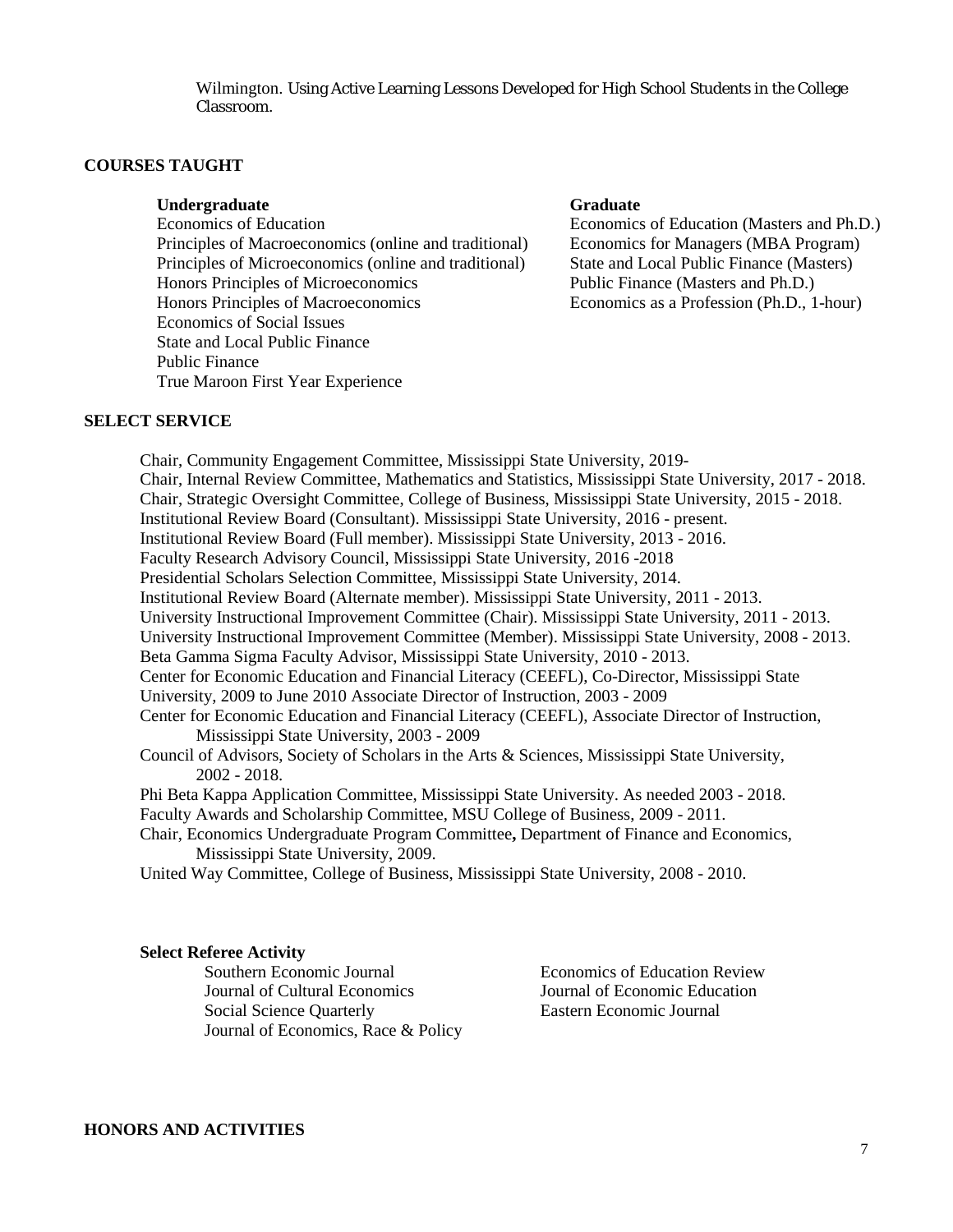Wilmington. Using Active Learning Lessons Developed for High School Students in the College Classroom.

## COURSES TAUGHT

**Undergraduate**

Economics of Education
Principles of Macroeconomics (online and traditional)
Principles of Microeconomics (online and traditional)
Honors Principles of Microeconomics
Honors Principles of Macroeconomics
Economics of Social Issues
State and Local Public Finance
Public Finance
True Maroon First Year Experience

**Graduate**

Economics of Education (Masters and Ph.D.)
Economics for Managers (MBA Program)
State and Local Public Finance (Masters)
Public Finance (Masters and Ph.D.)
Economics as a Profession (Ph.D., 1-hour)

## SELECT SERVICE

Chair, Community Engagement Committee, Mississippi State University, 2019-
Chair, Internal Review Committee, Mathematics and Statistics, Mississippi State University, 2017 - 2018.
Chair, Strategic Oversight Committee, College of Business, Mississippi State University, 2015 - 2018.
Institutional Review Board (Consultant). Mississippi State University, 2016 - present.
Institutional Review Board (Full member). Mississippi State University, 2013 - 2016.
Faculty Research Advisory Council, Mississippi State University, 2016 -2018
Presidential Scholars Selection Committee, Mississippi State University, 2014.
Institutional Review Board (Alternate member). Mississippi State University, 2011 - 2013.
University Instructional Improvement Committee (Chair). Mississippi State University, 2011 - 2013.
University Instructional Improvement Committee (Member). Mississippi State University, 2008 - 2013.
Beta Gamma Sigma Faculty Advisor, Mississippi State University, 2010 - 2013.
Center for Economic Education and Financial Literacy (CEEFL), Co-Director, Mississippi State University, 2009 to June 2010 Associate Director of Instruction, 2003 - 2009
Center for Economic Education and Financial Literacy (CEEFL), Associate Director of Instruction, Mississippi State University, 2003 - 2009
Council of Advisors, Society of Scholars in the Arts & Sciences, Mississippi State University, 2002 - 2018.
Phi Beta Kappa Application Committee, Mississippi State University. As needed 2003 - 2018.
Faculty Awards and Scholarship Committee, MSU College of Business, 2009 - 2011.
Chair, Economics Undergraduate Program Committee**,** Department of Finance and Economics, Mississippi State University, 2009.
United Way Committee, College of Business, Mississippi State University, 2008 - 2010.

### Select Referee Activity

Southern Economic Journal
Journal of Cultural Economics
Social Science Quarterly
Journal of Economics, Race & Policy
Economics of Education Review
Journal of Economic Education
Eastern Economic Journal

## HONORS AND ACTIVITIES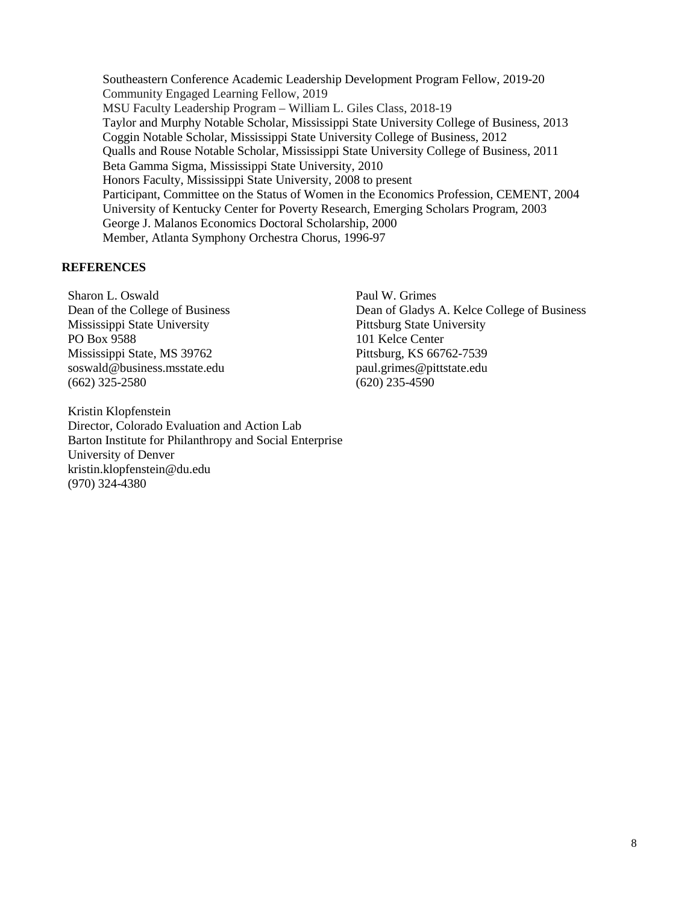Southeastern Conference Academic Leadership Development Program Fellow, 2019-20
Community Engaged Learning Fellow, 2019
MSU Faculty Leadership Program – William L. Giles Class, 2018-19
Taylor and Murphy Notable Scholar, Mississippi State University College of Business, 2013
Coggin Notable Scholar, Mississippi State University College of Business, 2012
Qualls and Rouse Notable Scholar, Mississippi State University College of Business, 2011
Beta Gamma Sigma, Mississippi State University, 2010
Honors Faculty, Mississippi State University, 2008 to present
Participant, Committee on the Status of Women in the Economics Profession, CEMENT, 2004
University of Kentucky Center for Poverty Research, Emerging Scholars Program, 2003
George J. Malanos Economics Doctoral Scholarship, 2000
Member, Atlanta Symphony Orchestra Chorus, 1996-97

**REFERENCES**

Sharon L. Oswald
Dean of the College of Business
Mississippi State University
PO Box 9588
Mississippi State, MS 39762
soswald@business.msstate.edu
(662) 325-2580

Paul W. Grimes
Dean of Gladys A. Kelce College of Business
Pittsburg State University
101 Kelce Center
Pittsburg, KS 66762-7539
paul.grimes@pittstate.edu
(620) 235-4590

Kristin Klopfenstein
Director, Colorado Evaluation and Action Lab
Barton Institute for Philanthropy and Social Enterprise
University of Denver
kristin.klopfenstein@du.edu
(970) 324-4380